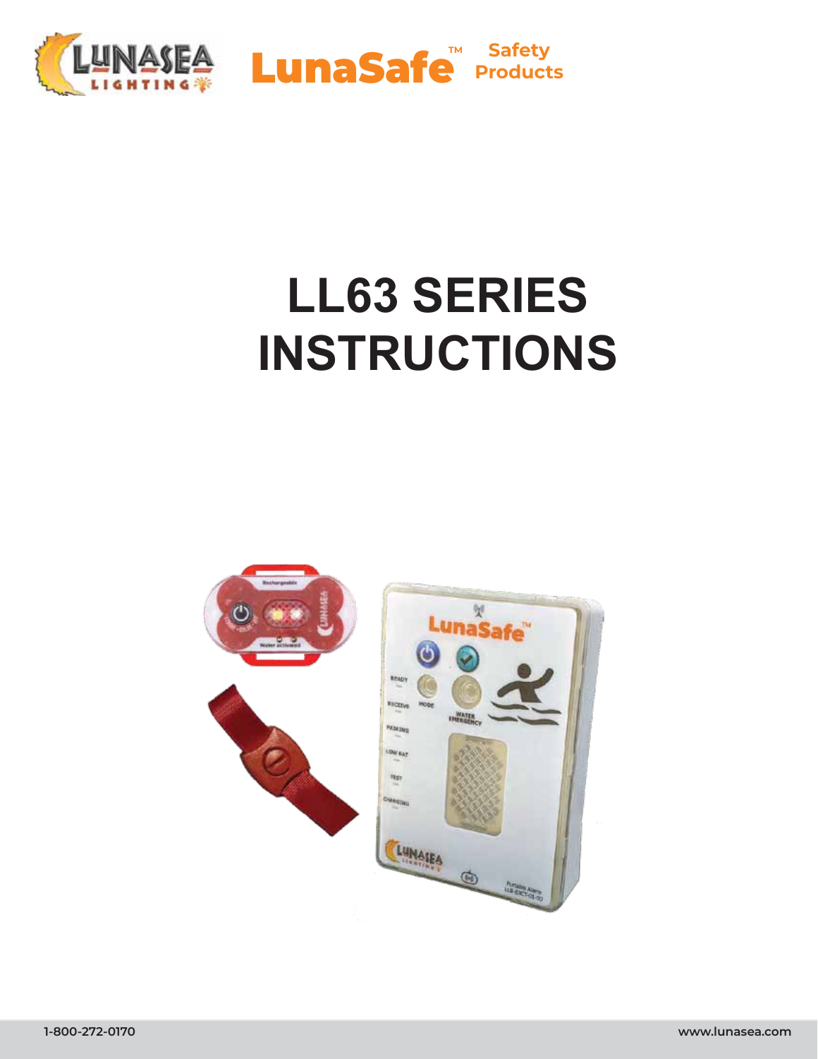LunaSafe™ Safety Products

# LL63 SERIES INSTRUCTIONS

1-800-272-0170

www.lunasea.com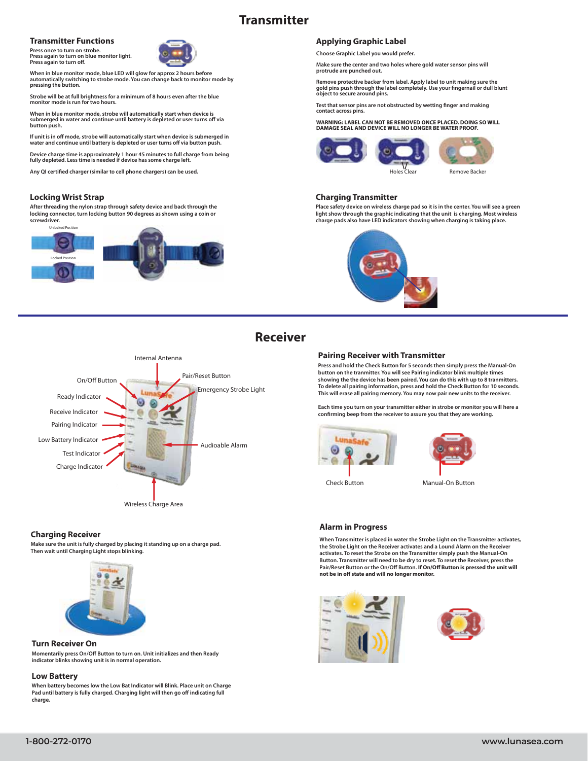# Transmitter

## Transmitter Functions

Press once to turn on strobe.
Press again to turn on blue monitor light.
Press again to turn off.

When in blue monitor mode, blue LED will glow for approx 2 hours before automatically switching to strobe mode. You can change back to monitor mode by pressing the button.

Strobe will be at full brightness for a minimum of 8 hours even after the blue monitor mode is run for two hours.

When in blue monitor mode, strobe will automatically start when device is submerged in water and continue until battery is depleted or user turns off via button push.

If unit is in off mode, strobe will automatically start when device is submerged in water and continue until battery is depleted or user turns off via button push.

Device charge time is approximately 1 hour 45 minutes to full charge from being fully depleted. Less time is needed if device has some charge left.

Any QI certified charger (similar to cell phone chargers) can be used.

## Locking Wrist Strap

After threading the nylon strap through safety device and back through the locking connector, turn locking button 90 degrees as shown using a coin or screwdriver.

Unlocked Position

Locked Position

## Applying Graphic Label

Choose Graphic Label you would prefer.

Make sure the center and two holes where gold water sensor pins will protrude are punched out.

Remove protective backer from label. Apply label to unit making sure the gold pins push through the label completely. Use your fingernail or dull blunt object to secure around pins.

Test that sensor pins are not obstructed by wetting finger and making contact across pins.

**WARNING: LABEL CAN NOT BE REMOVED ONCE PLACED. DOING SO WILL DAMAGE SEAL AND DEVICE WILL NO LONGER BE WATER PROOF.**

Holes Clear

Remove Backer

## Charging Transmitter

Place safety device on wireless charge pad so it is in the center. You will see a green light show through the graphic indicating that the unit is charging. Most wireless charge pads also have LED indicators showing when charging is taking place.

# Receiver

Internal Antenna

On/Off Button

Pair/Reset Button

Emergency Strobe Light

Ready Indicator

Receive Indicator

Pairing Indicator

Low Battery Indicator

Audioable Alarm

Test Indicator

Charge Indicator

Wireless Charge Area

## Pairing Receiver with Transmitter

Press and hold the Check Button for 5 seconds then simply press the Manual-On button on the tranmitter. You will see Pairing indicator blink multiple times showing the the device has been paired. You can do this with up to 8 tranmitters. To delete all pairing information, press and hold the Check Button for 10 seconds. This will erase all pairing memory. You may now pair new units to the receiver.

Each time you turn on your transmitter either in strobe or monitor you will here a confirming beep from the receiver to assure you that they are working.

Check Button

Manual-On Button

## Charging Receiver

Make sure the unit is fully charged by placing it standing up on a charge pad. Then wait until Charging Light stops blinking.

## Turn Receiver On

Momentarily press On/Off Button to turn on. Unit initializes and then Ready indicator blinks showing unit is in normal operation.

## Low Battery

When battery becomes low the Low Bat Indicator will Blink. Place unit on Charge Pad until battery is fully charged. Charging light will then go off indicating full charge.

## Alarm in Progress

When Transmitter is placed in water the Strobe Light on the Transmitter activates, the Strobe Light on the Receiver activates and a Lound Alarm on the Receiver activates. To reset the Strobe on the Transmitter simply push the Manual-On Button. Transmitter will need to be dry to reset. To reset the Receiver, press the Pair/Reset Button or the On/Off Button. **If On/Off Button is pressed the unit will not be in off state and will no longer monitor.**

1-800-272-0170

www.lunasea.com